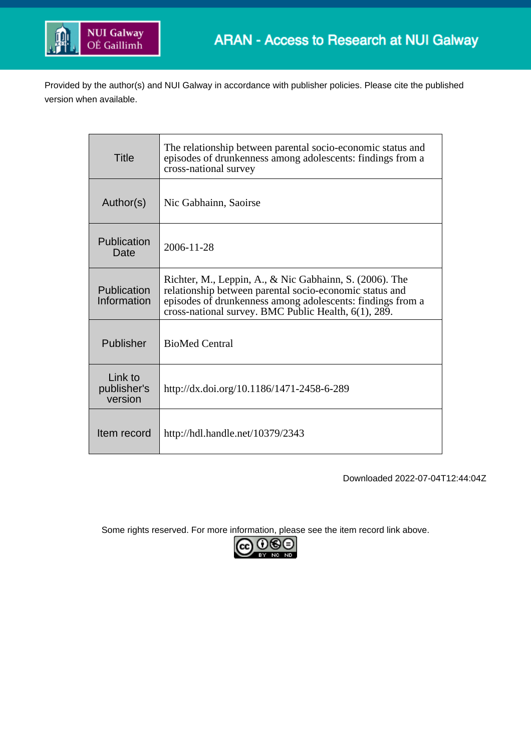ARAN - Access to Research at NUI Galway

Provided by the author(s) and NUI Galway in accordance with publisher policies. Please cite the published version when available.

| | |
|---|---|
| Title | The relationship between parental socio-economic status and episodes of drunkenness among adolescents: findings from a cross-national survey |
| Author(s) | Nic Gabhainn, Saoirse |
| Publication Date | 2006-11-28 |
| Publication Information | Richter, M., Leppin, A., & Nic Gabhainn, S. (2006). The relationship between parental socio-economic status and episodes of drunkenness among adolescents: findings from a cross-national survey. BMC Public Health, 6(1), 289. |
| Publisher | BioMed Central |
| Link to publisher's version | http://dx.doi.org/10.1186/1471-2458-6-289 |
| Item record | http://hdl.handle.net/10379/2343 |

Downloaded 2022-07-04T12:44:04Z

Some rights reserved. For more information, please see the item record link above.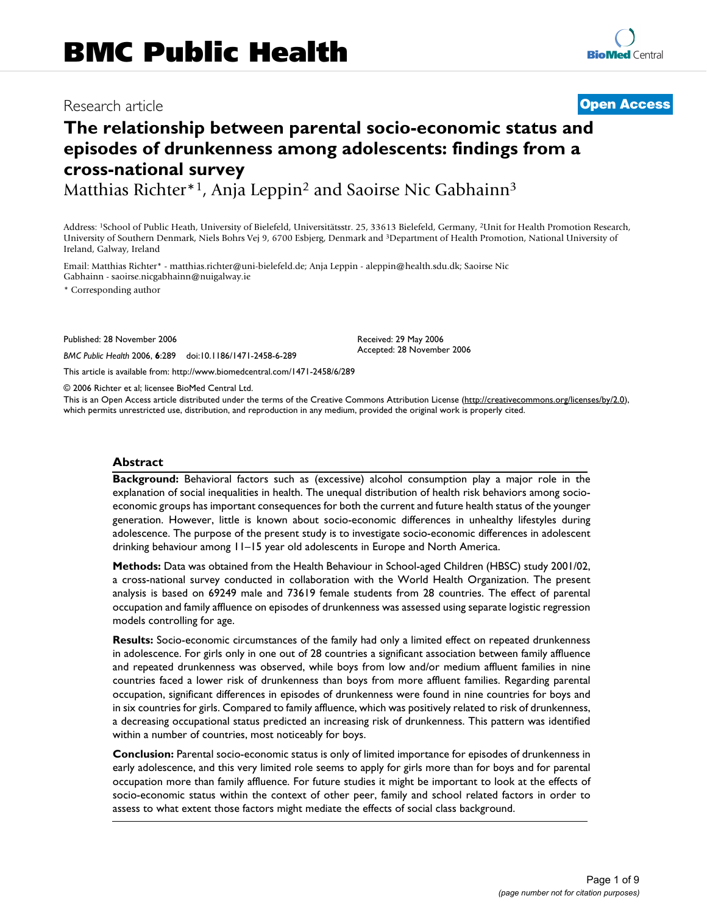# The relationship between parental socio-economic status and episodes of drunkenness among adolescents: findings from a cross-national survey

Matthias Richter*[1], Anja Leppin[2] and Saoirse Nic Gabhainn[3]

Address: [1]School of Public Heath, University of Bielefeld, Universitätsstr. 25, 33613 Bielefeld, Germany, [2]Unit for Health Promotion Research, University of Southern Denmark, Niels Bohrs Vej 9, 6700 Esbjerg, Denmark and [3]Department of Health Promotion, National University of Ireland, Galway, Ireland

Email: Matthias Richter* - matthias.richter@uni-bielefeld.de; Anja Leppin - aleppin@health.sdu.dk; Saoirse Nic Gabhainn - saoirse.nicgabhainn@nuigalway.ie

\* Corresponding author

Published: 28 November 2006

*BMC Public Health* 2006, **6**:289 doi:10.1186/1471-2458-6-289

Received: 29 May 2006

Accepted: 28 November 2006

This article is available from: http://www.biomedcentral.com/1471-2458/6/289

© 2006 Richter et al; licensee BioMed Central Ltd.

This is an Open Access article distributed under the terms of the Creative Commons Attribution License (http://creativecommons.org/licenses/by/2.0), which permits unrestricted use, distribution, and reproduction in any medium, provided the original work is properly cited.

## Abstract

**Background:** Behavioral factors such as (excessive) alcohol consumption play a major role in the explanation of social inequalities in health. The unequal distribution of health risk behaviors among socio-economic groups has important consequences for both the current and future health status of the younger generation. However, little is known about socio-economic differences in unhealthy lifestyles during adolescence. The purpose of the present study is to investigate socio-economic differences in adolescent drinking behaviour among 11–15 year old adolescents in Europe and North America.

**Methods:** Data was obtained from the Health Behaviour in School-aged Children (HBSC) study 2001/02, a cross-national survey conducted in collaboration with the World Health Organization. The present analysis is based on 69249 male and 73619 female students from 28 countries. The effect of parental occupation and family affluence on episodes of drunkenness was assessed using separate logistic regression models controlling for age.

**Results:** Socio-economic circumstances of the family had only a limited effect on repeated drunkenness in adolescence. For girls only in one out of 28 countries a significant association between family affluence and repeated drunkenness was observed, while boys from low and/or medium affluent families in nine countries faced a lower risk of drunkenness than boys from more affluent families. Regarding parental occupation, significant differences in episodes of drunkenness were found in nine countries for boys and in six countries for girls. Compared to family affluence, which was positively related to risk of drunkenness, a decreasing occupational status predicted an increasing risk of drunkenness. This pattern was identified within a number of countries, most noticeably for boys.

**Conclusion:** Parental socio-economic status is only of limited importance for episodes of drunkenness in early adolescence, and this very limited role seems to apply for girls more than for boys and for parental occupation more than family affluence. For future studies it might be important to look at the effects of socio-economic status within the context of other peer, family and school related factors in order to assess to what extent those factors might mediate the effects of social class background.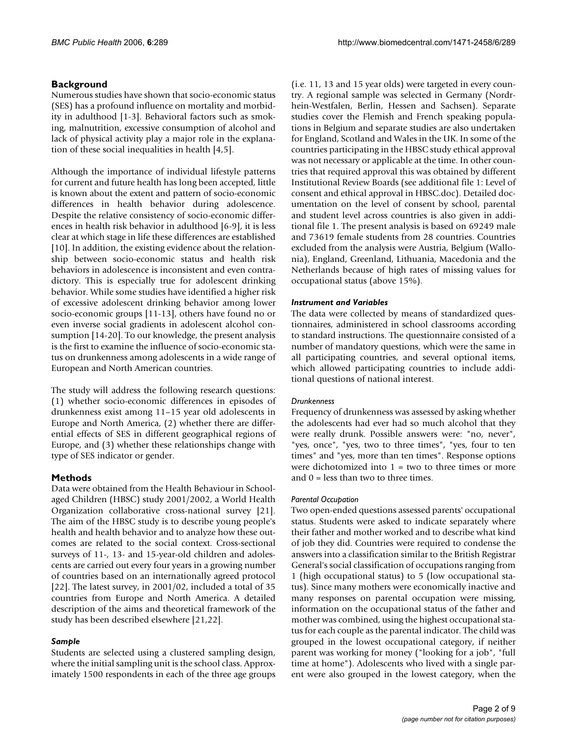## Background

Numerous studies have shown that socio-economic status (SES) has a profound influence on mortality and morbidity in adulthood [1-3]. Behavioral factors such as smoking, malnutrition, excessive consumption of alcohol and lack of physical activity play a major role in the explanation of these social inequalities in health [4,5].

Although the importance of individual lifestyle patterns for current and future health has long been accepted, little is known about the extent and pattern of socio-economic differences in health behavior during adolescence. Despite the relative consistency of socio-economic differences in health risk behavior in adulthood [6-9], it is less clear at which stage in life these differences are established [10]. In addition, the existing evidence about the relationship between socio-economic status and health risk behaviors in adolescence is inconsistent and even contradictory. This is especially true for adolescent drinking behavior. While some studies have identified a higher risk of excessive adolescent drinking behavior among lower socio-economic groups [11-13], others have found no or even inverse social gradients in adolescent alcohol consumption [14-20]. To our knowledge, the present analysis is the first to examine the influence of socio-economic status on drunkenness among adolescents in a wide range of European and North American countries.

The study will address the following research questions: (1) whether socio-economic differences in episodes of drunkenness exist among 11–15 year old adolescents in Europe and North America, (2) whether there are differential effects of SES in different geographical regions of Europe, and (3) whether these relationships change with type of SES indicator or gender.

## Methods

Data were obtained from the Health Behaviour in School-aged Children (HBSC) study 2001/2002, a World Health Organization collaborative cross-national survey [21]. The aim of the HBSC study is to describe young people's health and health behavior and to analyze how these outcomes are related to the social context. Cross-sectional surveys of 11-, 13- and 15-year-old children and adolescents are carried out every four years in a growing number of countries based on an internationally agreed protocol [22]. The latest survey, in 2001/02, included a total of 35 countries from Europe and North America. A detailed description of the aims and theoretical framework of the study has been described elsewhere [21,22].

### *Sample*

Students are selected using a clustered sampling design, where the initial sampling unit is the school class. Approximately 1500 respondents in each of the three age groups (i.e. 11, 13 and 15 year olds) were targeted in every country. A regional sample was selected in Germany (Nordrhein-Westfalen, Berlin, Hessen and Sachsen). Separate studies cover the Flemish and French speaking populations in Belgium and separate studies are also undertaken for England, Scotland and Wales in the UK. In some of the countries participating in the HBSC study ethical approval was not necessary or applicable at the time. In other countries that required approval this was obtained by different Institutional Review Boards (see additional file 1: Level of consent and ethical approval in HBSC.doc). Detailed documentation on the level of consent by school, parental and student level across countries is also given in additional file 1. The present analysis is based on 69249 male and 73619 female students from 28 countries. Countries excluded from the analysis were Austria, Belgium (Wallonia), England, Greenland, Lithuania, Macedonia and the Netherlands because of high rates of missing values for occupational status (above 15%).

### *Instrument and Variables*

The data were collected by means of standardized questionnaires, administered in school classrooms according to standard instructions. The questionnaire consisted of a number of mandatory questions, which were the same in all participating countries, and several optional items, which allowed participating countries to include additional questions of national interest.

#### *Drunkenness*

Frequency of drunkenness was assessed by asking whether the adolescents had ever had so much alcohol that they were really drunk. Possible answers were: "no, never", "yes, once", "yes, two to three times", "yes, four to ten times" and "yes, more than ten times". Response options were dichotomized into 1 = two to three times or more and 0 = less than two to three times.

#### *Parental Occupation*

Two open-ended questions assessed parents' occupational status. Students were asked to indicate separately where their father and mother worked and to describe what kind of job they did. Countries were required to condense the answers into a classification similar to the British Registrar General's social classification of occupations ranging from 1 (high occupational status) to 5 (low occupational status). Since many mothers were economically inactive and many responses on parental occupation were missing, information on the occupational status of the father and mother was combined, using the highest occupational status for each couple as the parental indicator. The child was grouped in the lowest occupational category, if neither parent was working for money ("looking for a job", "full time at home"). Adolescents who lived with a single parent were also grouped in the lowest category, when the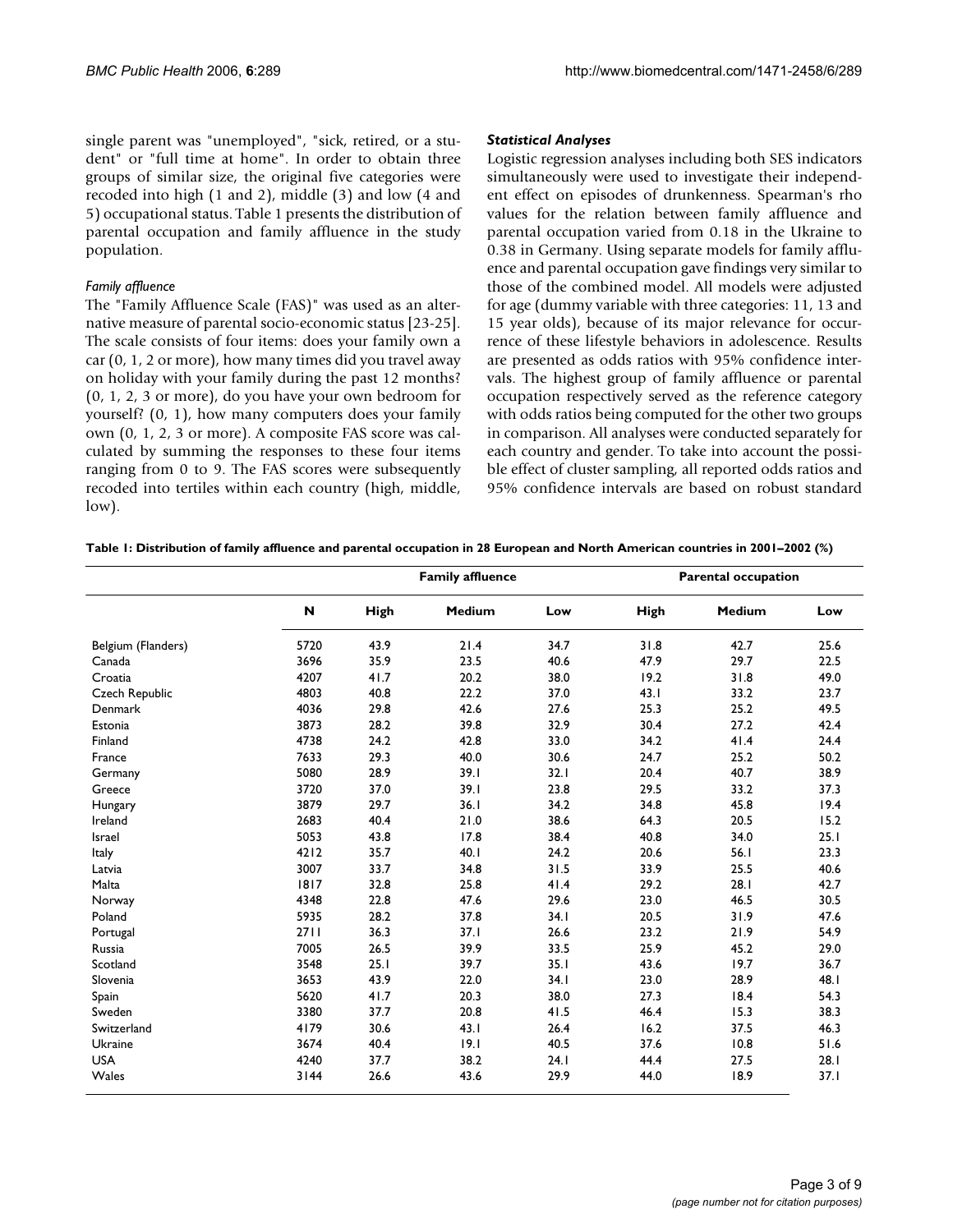single parent was "unemployed", "sick, retired, or a student" or "full time at home". In order to obtain three groups of similar size, the original five categories were recoded into high (1 and 2), middle (3) and low (4 and 5) occupational status. Table 1 presents the distribution of parental occupation and family affluence in the study population.

#### *Family affluence*

The "Family Affluence Scale (FAS)" was used as an alternative measure of parental socio-economic status [23-25]. The scale consists of four items: does your family own a car (0, 1, 2 or more), how many times did you travel away on holiday with your family during the past 12 months? (0, 1, 2, 3 or more), do you have your own bedroom for yourself? (0, 1), how many computers does your family own (0, 1, 2, 3 or more). A composite FAS score was calculated by summing the responses to these four items ranging from 0 to 9. The FAS scores were subsequently recoded into tertiles within each country (high, middle, low).

### *Statistical Analyses*

Logistic regression analyses including both SES indicators simultaneously were used to investigate their independent effect on episodes of drunkenness. Spearman's rho values for the relation between family affluence and parental occupation varied from 0.18 in the Ukraine to 0.38 in Germany. Using separate models for family affluence and parental occupation gave findings very similar to those of the combined model. All models were adjusted for age (dummy variable with three categories: 11, 13 and 15 year olds), because of its major relevance for occurrence of these lifestyle behaviors in adolescence. Results are presented as odds ratios with 95% confidence intervals. The highest group of family affluence or parental occupation respectively served as the reference category with odds ratios being computed for the other two groups in comparison. All analyses were conducted separately for each country and gender. To take into account the possible effect of cluster sampling, all reported odds ratios and 95% confidence intervals are based on robust standard

**Table 1: Distribution of family affluence and parental occupation in 28 European and North American countries in 2001–2002 (%)**

| | | Family affluence | | | Parental occupation | | |
|---|---|---|---|---|---|---|---|
| | **N** | **High** | **Medium** | **Low** | **High** | **Medium** | **Low** |
| Belgium (Flanders) | 5720 | 43.9 | 21.4 | 34.7 | 31.8 | 42.7 | 25.6 |
| Canada | 3696 | 35.9 | 23.5 | 40.6 | 47.9 | 29.7 | 22.5 |
| Croatia | 4207 | 41.7 | 20.2 | 38.0 | 19.2 | 31.8 | 49.0 |
| Czech Republic | 4803 | 40.8 | 22.2 | 37.0 | 43.1 | 33.2 | 23.7 |
| Denmark | 4036 | 29.8 | 42.6 | 27.6 | 25.3 | 25.2 | 49.5 |
| Estonia | 3873 | 28.2 | 39.8 | 32.9 | 30.4 | 27.2 | 42.4 |
| Finland | 4738 | 24.2 | 42.8 | 33.0 | 34.2 | 41.4 | 24.4 |
| France | 7633 | 29.3 | 40.0 | 30.6 | 24.7 | 25.2 | 50.2 |
| Germany | 5080 | 28.9 | 39.1 | 32.1 | 20.4 | 40.7 | 38.9 |
| Greece | 3720 | 37.0 | 39.1 | 23.8 | 29.5 | 33.2 | 37.3 |
| Hungary | 3879 | 29.7 | 36.1 | 34.2 | 34.8 | 45.8 | 19.4 |
| Ireland | 2683 | 40.4 | 21.0 | 38.6 | 64.3 | 20.5 | 15.2 |
| Israel | 5053 | 43.8 | 17.8 | 38.4 | 40.8 | 34.0 | 25.1 |
| Italy | 4212 | 35.7 | 40.1 | 24.2 | 20.6 | 56.1 | 23.3 |
| Latvia | 3007 | 33.7 | 34.8 | 31.5 | 33.9 | 25.5 | 40.6 |
| Malta | 1817 | 32.8 | 25.8 | 41.4 | 29.2 | 28.1 | 42.7 |
| Norway | 4348 | 22.8 | 47.6 | 29.6 | 23.0 | 46.5 | 30.5 |
| Poland | 5935 | 28.2 | 37.8 | 34.1 | 20.5 | 31.9 | 47.6 |
| Portugal | 2711 | 36.3 | 37.1 | 26.6 | 23.2 | 21.9 | 54.9 |
| Russia | 7005 | 26.5 | 39.9 | 33.5 | 25.9 | 45.2 | 29.0 |
| Scotland | 3548 | 25.1 | 39.7 | 35.1 | 43.6 | 19.7 | 36.7 |
| Slovenia | 3653 | 43.9 | 22.0 | 34.1 | 23.0 | 28.9 | 48.1 |
| Spain | 5620 | 41.7 | 20.3 | 38.0 | 27.3 | 18.4 | 54.3 |
| Sweden | 3380 | 37.7 | 20.8 | 41.5 | 46.4 | 15.3 | 38.3 |
| Switzerland | 4179 | 30.6 | 43.1 | 26.4 | 16.2 | 37.5 | 46.3 |
| Ukraine | 3674 | 40.4 | 19.1 | 40.5 | 37.6 | 10.8 | 51.6 |
| USA | 4240 | 37.7 | 38.2 | 24.1 | 44.4 | 27.5 | 28.1 |
| Wales | 3144 | 26.6 | 43.6 | 29.9 | 44.0 | 18.9 | 37.1 |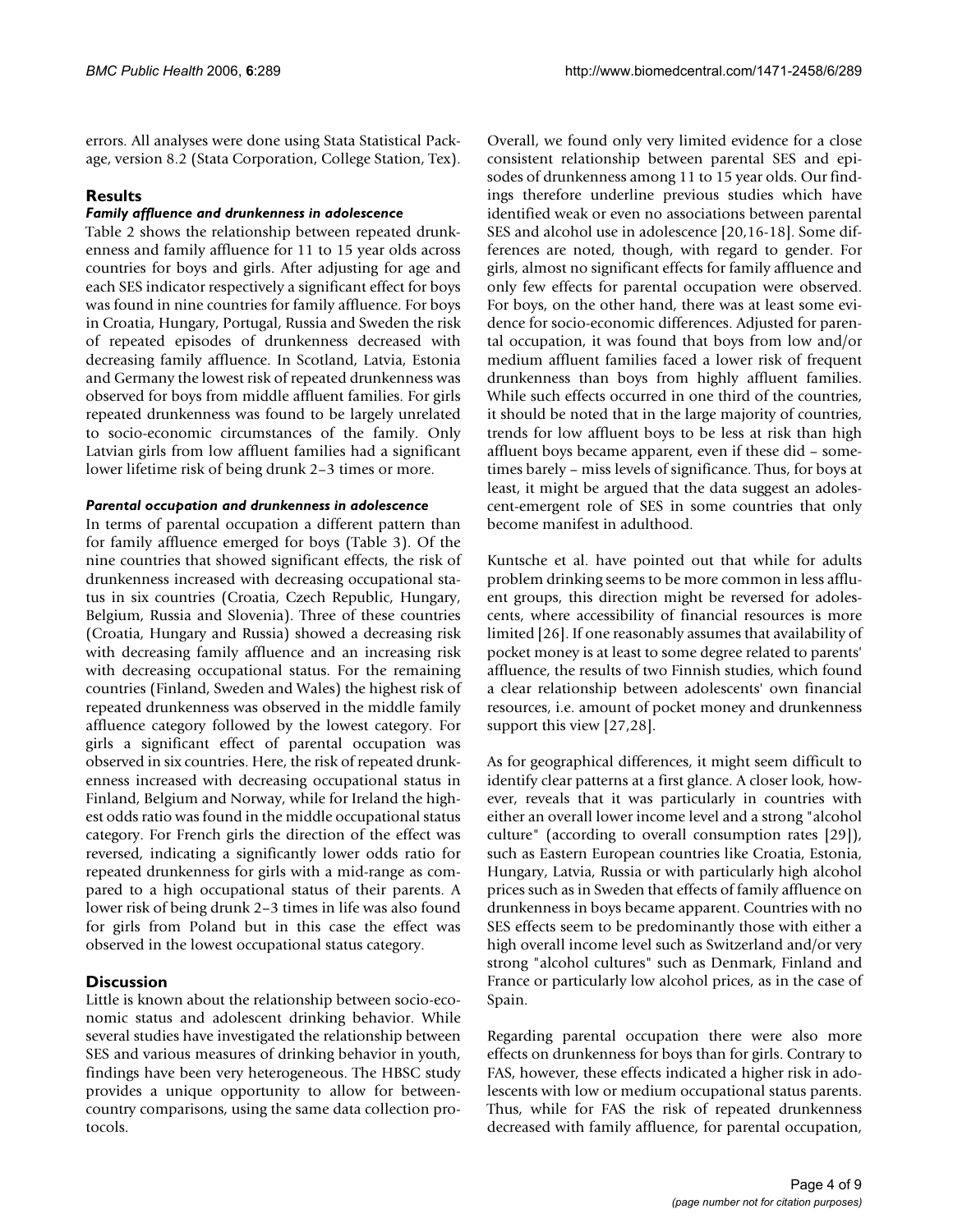errors. All analyses were done using Stata Statistical Package, version 8.2 (Stata Corporation, College Station, Tex).

## Results

### *Family affluence and drunkenness in adolescence*

Table 2 shows the relationship between repeated drunkenness and family affluence for 11 to 15 year olds across countries for boys and girls. After adjusting for age and each SES indicator respectively a significant effect for boys was found in nine countries for family affluence. For boys in Croatia, Hungary, Portugal, Russia and Sweden the risk of repeated episodes of drunkenness decreased with decreasing family affluence. In Scotland, Latvia, Estonia and Germany the lowest risk of repeated drunkenness was observed for boys from middle affluent families. For girls repeated drunkenness was found to be largely unrelated to socio-economic circumstances of the family. Only Latvian girls from low affluent families had a significant lower lifetime risk of being drunk 2–3 times or more.

### *Parental occupation and drunkenness in adolescence*

In terms of parental occupation a different pattern than for family affluence emerged for boys (Table 3). Of the nine countries that showed significant effects, the risk of drunkenness increased with decreasing occupational status in six countries (Croatia, Czech Republic, Hungary, Belgium, Russia and Slovenia). Three of these countries (Croatia, Hungary and Russia) showed a decreasing risk with decreasing family affluence and an increasing risk with decreasing occupational status. For the remaining countries (Finland, Sweden and Wales) the highest risk of repeated drunkenness was observed in the middle family affluence category followed by the lowest category. For girls a significant effect of parental occupation was observed in six countries. Here, the risk of repeated drunkenness increased with decreasing occupational status in Finland, Belgium and Norway, while for Ireland the highest odds ratio was found in the middle occupational status category. For French girls the direction of the effect was reversed, indicating a significantly lower odds ratio for repeated drunkenness for girls with a mid-range as compared to a high occupational status of their parents. A lower risk of being drunk 2–3 times in life was also found for girls from Poland but in this case the effect was observed in the lowest occupational status category.

## Discussion

Little is known about the relationship between socio-economic status and adolescent drinking behavior. While several studies have investigated the relationship between SES and various measures of drinking behavior in youth, findings have been very heterogeneous. The HBSC study provides a unique opportunity to allow for between-country comparisons, using the same data collection protocols.

Overall, we found only very limited evidence for a close consistent relationship between parental SES and episodes of drunkenness among 11 to 15 year olds. Our findings therefore underline previous studies which have identified weak or even no associations between parental SES and alcohol use in adolescence [20,16-18]. Some differences are noted, though, with regard to gender. For girls, almost no significant effects for family affluence and only few effects for parental occupation were observed. For boys, on the other hand, there was at least some evidence for socio-economic differences. Adjusted for parental occupation, it was found that boys from low and/or medium affluent families faced a lower risk of frequent drunkenness than boys from highly affluent families. While such effects occurred in one third of the countries, it should be noted that in the large majority of countries, trends for low affluent boys to be less at risk than high affluent boys became apparent, even if these did – sometimes barely – miss levels of significance. Thus, for boys at least, it might be argued that the data suggest an adolescent-emergent role of SES in some countries that only become manifest in adulthood.

Kuntsche et al. have pointed out that while for adults problem drinking seems to be more common in less affluent groups, this direction might be reversed for adolescents, where accessibility of financial resources is more limited [26]. If one reasonably assumes that availability of pocket money is at least to some degree related to parents' affluence, the results of two Finnish studies, which found a clear relationship between adolescents' own financial resources, i.e. amount of pocket money and drunkenness support this view [27,28].

As for geographical differences, it might seem difficult to identify clear patterns at a first glance. A closer look, however, reveals that it was particularly in countries with either an overall lower income level and a strong "alcohol culture" (according to overall consumption rates [29]), such as Eastern European countries like Croatia, Estonia, Hungary, Latvia, Russia or with particularly high alcohol prices such as in Sweden that effects of family affluence on drunkenness in boys became apparent. Countries with no SES effects seem to be predominantly those with either a high overall income level such as Switzerland and/or very strong "alcohol cultures" such as Denmark, Finland and France or particularly low alcohol prices, as in the case of Spain.

Regarding parental occupation there were also more effects on drunkenness for boys than for girls. Contrary to FAS, however, these effects indicated a higher risk in adolescents with low or medium occupational status parents. Thus, while for FAS the risk of repeated drunkenness decreased with family affluence, for parental occupation,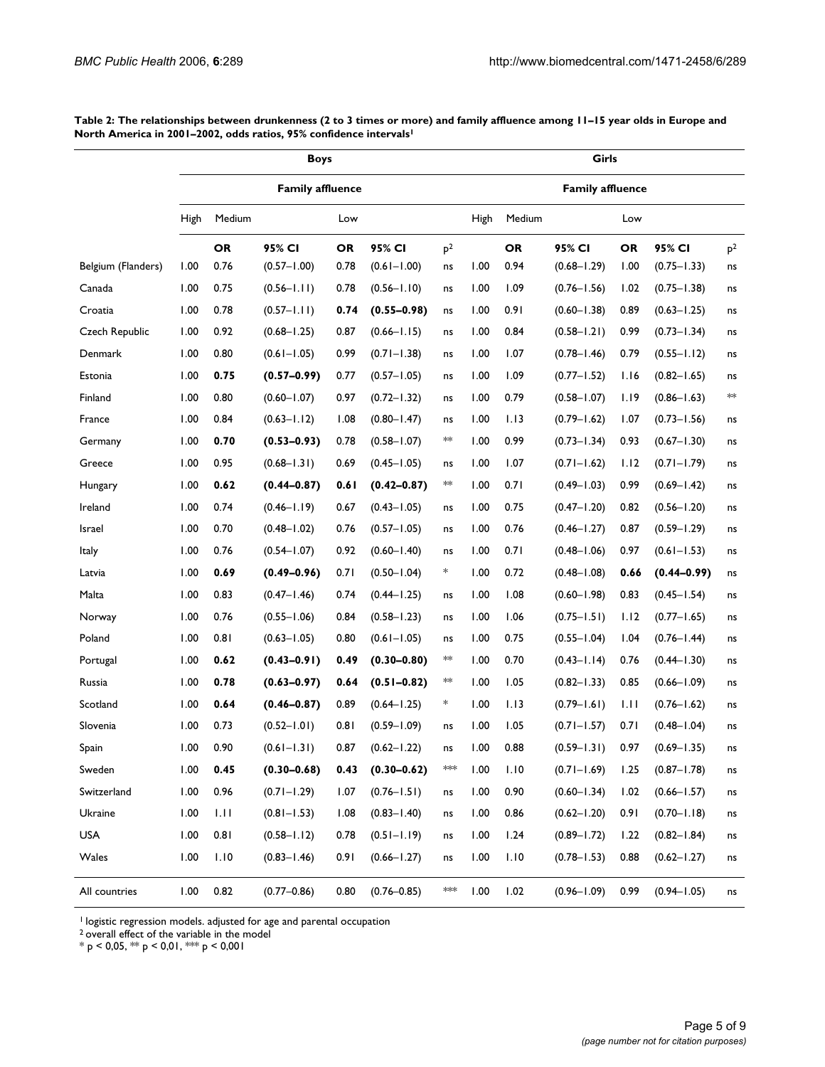**Table 2: The relationships between drunkenness (2 to 3 times or more) and family affluence among 11–15 year olds in Europe and North America in 2001–2002, odds ratios, 95% confidence intervals[1]**

| | Boys | | | | | | Girls | | | | | |
|---|---|---|---|---|---|---|---|---|---|---|---|---|
| | Family affluence | | | | | | Family affluence | | | | | |
| | High | Medium | | Low | | | High | Medium | | Low | | |
| | | OR | 95% CI | OR | 95% CI | p[2] | | OR | 95% CI | OR | 95% CI | p[2] |
| Belgium (Flanders) | 1.00 | 0.76 | (0.57–1.00) | 0.78 | (0.61–1.00) | ns | 1.00 | 0.94 | (0.68–1.29) | 1.00 | (0.75–1.33) | ns |
| Canada | 1.00 | 0.75 | (0.56–1.11) | 0.78 | (0.56–1.10) | ns | 1.00 | 1.09 | (0.76–1.56) | 1.02 | (0.75–1.38) | ns |
| Croatia | 1.00 | 0.78 | (0.57–1.11) | **0.74** | **(0.55–0.98)** | ns | 1.00 | 0.91 | (0.60–1.38) | 0.89 | (0.63–1.25) | ns |
| Czech Republic | 1.00 | 0.92 | (0.68–1.25) | 0.87 | (0.66–1.15) | ns | 1.00 | 0.84 | (0.58–1.21) | 0.99 | (0.73–1.34) | ns |
| Denmark | 1.00 | 0.80 | (0.61–1.05) | 0.99 | (0.71–1.38) | ns | 1.00 | 1.07 | (0.78–1.46) | 0.79 | (0.55–1.12) | ns |
| Estonia | 1.00 | **0.75** | **(0.57–0.99)** | 0.77 | (0.57–1.05) | ns | 1.00 | 1.09 | (0.77–1.52) | 1.16 | (0.82–1.65) | ns |
| Finland | 1.00 | 0.80 | (0.60–1.07) | 0.97 | (0.72–1.32) | ns | 1.00 | 0.79 | (0.58–1.07) | 1.19 | (0.86–1.63) | ** |
| France | 1.00 | 0.84 | (0.63–1.12) | 1.08 | (0.80–1.47) | ns | 1.00 | 1.13 | (0.79–1.62) | 1.07 | (0.73–1.56) | ns |
| Germany | 1.00 | **0.70** | **(0.53–0.93)** | 0.78 | (0.58–1.07) | ** | 1.00 | 0.99 | (0.73–1.34) | 0.93 | (0.67–1.30) | ns |
| Greece | 1.00 | 0.95 | (0.68–1.31) | 0.69 | (0.45–1.05) | ns | 1.00 | 1.07 | (0.71–1.62) | 1.12 | (0.71–1.79) | ns |
| Hungary | 1.00 | **0.62** | **(0.44–0.87)** | **0.61** | **(0.42–0.87)** | ** | 1.00 | 0.71 | (0.49–1.03) | 0.99 | (0.69–1.42) | ns |
| Ireland | 1.00 | 0.74 | (0.46–1.19) | 0.67 | (0.43–1.05) | ns | 1.00 | 0.75 | (0.47–1.20) | 0.82 | (0.56–1.20) | ns |
| Israel | 1.00 | 0.70 | (0.48–1.02) | 0.76 | (0.57–1.05) | ns | 1.00 | 0.76 | (0.46–1.27) | 0.87 | (0.59–1.29) | ns |
| Italy | 1.00 | 0.76 | (0.54–1.07) | 0.92 | (0.60–1.40) | ns | 1.00 | 0.71 | (0.48–1.06) | 0.97 | (0.61–1.53) | ns |
| Latvia | 1.00 | **0.69** | **(0.49–0.96)** | 0.71 | (0.50–1.04) | * | 1.00 | 0.72 | (0.48–1.08) | **0.66** | **(0.44–0.99)** | ns |
| Malta | 1.00 | 0.83 | (0.47–1.46) | 0.74 | (0.44–1.25) | ns | 1.00 | 1.08 | (0.60–1.98) | 0.83 | (0.45–1.54) | ns |
| Norway | 1.00 | 0.76 | (0.55–1.06) | 0.84 | (0.58–1.23) | ns | 1.00 | 1.06 | (0.75–1.51) | 1.12 | (0.77–1.65) | ns |
| Poland | 1.00 | 0.81 | (0.63–1.05) | 0.80 | (0.61–1.05) | ns | 1.00 | 0.75 | (0.55–1.04) | 1.04 | (0.76–1.44) | ns |
| Portugal | 1.00 | **0.62** | **(0.43–0.91)** | **0.49** | **(0.30–0.80)** | ** | 1.00 | 0.70 | (0.43–1.14) | 0.76 | (0.44–1.30) | ns |
| Russia | 1.00 | **0.78** | **(0.63–0.97)** | **0.64** | **(0.51–0.82)** | ** | 1.00 | 1.05 | (0.82–1.33) | 0.85 | (0.66–1.09) | ns |
| Scotland | 1.00 | **0.64** | **(0.46–0.87)** | 0.89 | (0.64–1.25) | * | 1.00 | 1.13 | (0.79–1.61) | 1.11 | (0.76–1.62) | ns |
| Slovenia | 1.00 | 0.73 | (0.52–1.01) | 0.81 | (0.59–1.09) | ns | 1.00 | 1.05 | (0.71–1.57) | 0.71 | (0.48–1.04) | ns |
| Spain | 1.00 | 0.90 | (0.61–1.31) | 0.87 | (0.62–1.22) | ns | 1.00 | 0.88 | (0.59–1.31) | 0.97 | (0.69–1.35) | ns |
| Sweden | 1.00 | **0.45** | **(0.30–0.68)** | **0.43** | **(0.30–0.62)** | *** | 1.00 | 1.10 | (0.71–1.69) | 1.25 | (0.87–1.78) | ns |
| Switzerland | 1.00 | 0.96 | (0.71–1.29) | 1.07 | (0.76–1.51) | ns | 1.00 | 0.90 | (0.60–1.34) | 1.02 | (0.66–1.57) | ns |
| Ukraine | 1.00 | 1.11 | (0.81–1.53) | 1.08 | (0.83–1.40) | ns | 1.00 | 0.86 | (0.62–1.20) | 0.91 | (0.70–1.18) | ns |
| USA | 1.00 | 0.81 | (0.58–1.12) | 0.78 | (0.51–1.19) | ns | 1.00 | 1.24 | (0.89–1.72) | 1.22 | (0.82–1.84) | ns |
| Wales | 1.00 | 1.10 | (0.83–1.46) | 0.91 | (0.66–1.27) | ns | 1.00 | 1.10 | (0.78–1.53) | 0.88 | (0.62–1.27) | ns |
| All countries | 1.00 | 0.82 | (0.77–0.86) | 0.80 | (0.76–0.85) | *** | 1.00 | 1.02 | (0.96–1.09) | 0.99 | (0.94–1.05) | ns |

[1] logistic regression models. adjusted for age and parental occupation
[2] overall effect of the variable in the model
* p < 0,05, ** p < 0,01, *** p < 0,001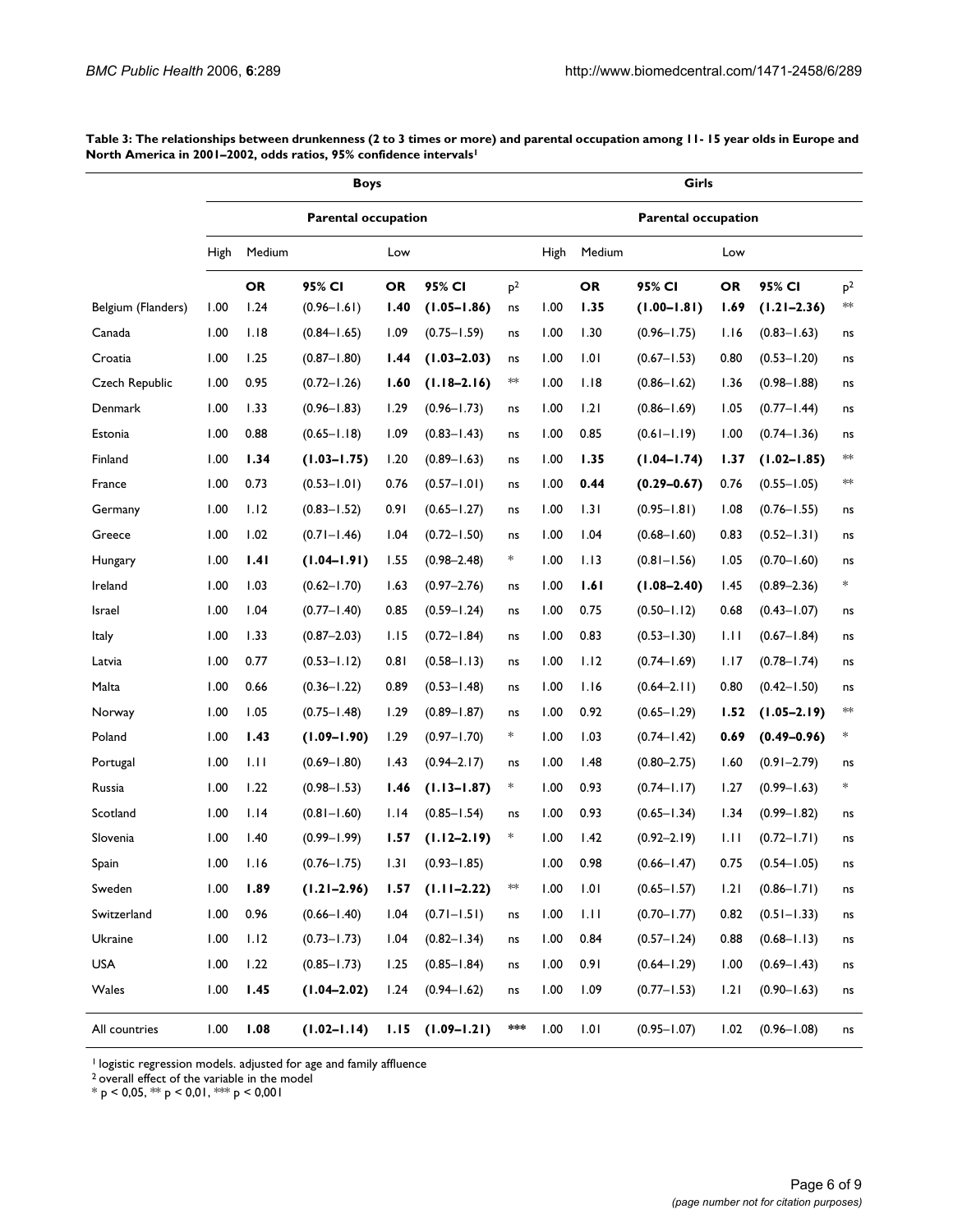**Table 3: The relationships between drunkenness (2 to 3 times or more) and parental occupation among 11- 15 year olds in Europe and North America in 2001–2002, odds ratios, 95% confidence intervals[1]**

| | Boys | | | | | | Girls | | | | | |
|---|---|---|---|---|---|---|---|---|---|---|---|---|
| | Parental occupation | | | | | | Parental occupation | | | | | |
| | High | Medium | | Low | | | High | Medium | | Low | | |
| | | OR | 95% CI | OR | 95% CI | p[2] | | OR | 95% CI | OR | 95% CI | p[2] |
| Belgium (Flanders) | 1.00 | 1.24 | (0.96–1.61) | **1.40** | **(1.05–1.86)** | ns | 1.00 | **1.35** | **(1.00–1.81)** | **1.69** | **(1.21–2.36)** | ** |
| Canada | 1.00 | 1.18 | (0.84–1.65) | 1.09 | (0.75–1.59) | ns | 1.00 | 1.30 | (0.96–1.75) | 1.16 | (0.83–1.63) | ns |
| Croatia | 1.00 | 1.25 | (0.87–1.80) | **1.44** | **(1.03–2.03)** | ns | 1.00 | 1.01 | (0.67–1.53) | 0.80 | (0.53–1.20) | ns |
| Czech Republic | 1.00 | 0.95 | (0.72–1.26) | **1.60** | **(1.18–2.16)** | ** | 1.00 | 1.18 | (0.86–1.62) | 1.36 | (0.98–1.88) | ns |
| Denmark | 1.00 | 1.33 | (0.96–1.83) | 1.29 | (0.96–1.73) | ns | 1.00 | 1.21 | (0.86–1.69) | 1.05 | (0.77–1.44) | ns |
| Estonia | 1.00 | 0.88 | (0.65–1.18) | 1.09 | (0.83–1.43) | ns | 1.00 | 0.85 | (0.61–1.19) | 1.00 | (0.74–1.36) | ns |
| Finland | 1.00 | **1.34** | **(1.03–1.75)** | 1.20 | (0.89–1.63) | ns | 1.00 | **1.35** | **(1.04–1.74)** | **1.37** | **(1.02–1.85)** | ** |
| France | 1.00 | 0.73 | (0.53–1.01) | 0.76 | (0.57–1.01) | ns | 1.00 | **0.44** | **(0.29–0.67)** | 0.76 | (0.55–1.05) | ** |
| Germany | 1.00 | 1.12 | (0.83–1.52) | 0.91 | (0.65–1.27) | ns | 1.00 | 1.31 | (0.95–1.81) | 1.08 | (0.76–1.55) | ns |
| Greece | 1.00 | 1.02 | (0.71–1.46) | 1.04 | (0.72–1.50) | ns | 1.00 | 1.04 | (0.68–1.60) | 0.83 | (0.52–1.31) | ns |
| Hungary | 1.00 | **1.41** | **(1.04–1.91)** | 1.55 | (0.98–2.48) | * | 1.00 | 1.13 | (0.81–1.56) | 1.05 | (0.70–1.60) | ns |
| Ireland | 1.00 | 1.03 | (0.62–1.70) | 1.63 | (0.97–2.76) | ns | 1.00 | **1.61** | **(1.08–2.40)** | 1.45 | (0.89–2.36) | * |
| Israel | 1.00 | 1.04 | (0.77–1.40) | 0.85 | (0.59–1.24) | ns | 1.00 | 0.75 | (0.50–1.12) | 0.68 | (0.43–1.07) | ns |
| Italy | 1.00 | 1.33 | (0.87–2.03) | 1.15 | (0.72–1.84) | ns | 1.00 | 0.83 | (0.53–1.30) | 1.11 | (0.67–1.84) | ns |
| Latvia | 1.00 | 0.77 | (0.53–1.12) | 0.81 | (0.58–1.13) | ns | 1.00 | 1.12 | (0.74–1.69) | 1.17 | (0.78–1.74) | ns |
| Malta | 1.00 | 0.66 | (0.36–1.22) | 0.89 | (0.53–1.48) | ns | 1.00 | 1.16 | (0.64–2.11) | 0.80 | (0.42–1.50) | ns |
| Norway | 1.00 | 1.05 | (0.75–1.48) | 1.29 | (0.89–1.87) | ns | 1.00 | 0.92 | (0.65–1.29) | **1.52** | **(1.05–2.19)** | ** |
| Poland | 1.00 | **1.43** | **(1.09–1.90)** | 1.29 | (0.97–1.70) | * | 1.00 | 1.03 | (0.74–1.42) | **0.69** | **(0.49–0.96)** | * |
| Portugal | 1.00 | 1.11 | (0.69–1.80) | 1.43 | (0.94–2.17) | ns | 1.00 | 1.48 | (0.80–2.75) | 1.60 | (0.91–2.79) | ns |
| Russia | 1.00 | 1.22 | (0.98–1.53) | **1.46** | **(1.13–1.87)** | * | 1.00 | 0.93 | (0.74–1.17) | 1.27 | (0.99–1.63) | * |
| Scotland | 1.00 | 1.14 | (0.81–1.60) | 1.14 | (0.85–1.54) | ns | 1.00 | 0.93 | (0.65–1.34) | 1.34 | (0.99–1.82) | ns |
| Slovenia | 1.00 | 1.40 | (0.99–1.99) | **1.57** | **(1.12–2.19)** | * | 1.00 | 1.42 | (0.92–2.19) | 1.11 | (0.72–1.71) | ns |
| Spain | 1.00 | 1.16 | (0.76–1.75) | 1.31 | (0.93–1.85) | | 1.00 | 0.98 | (0.66–1.47) | 0.75 | (0.54–1.05) | ns |
| Sweden | 1.00 | **1.89** | **(1.21–2.96)** | **1.57** | **(1.11–2.22)** | ** | 1.00 | 1.01 | (0.65–1.57) | 1.21 | (0.86–1.71) | ns |
| Switzerland | 1.00 | 0.96 | (0.66–1.40) | 1.04 | (0.71–1.51) | ns | 1.00 | 1.11 | (0.70–1.77) | 0.82 | (0.51–1.33) | ns |
| Ukraine | 1.00 | 1.12 | (0.73–1.73) | 1.04 | (0.82–1.34) | ns | 1.00 | 0.84 | (0.57–1.24) | 0.88 | (0.68–1.13) | ns |
| USA | 1.00 | 1.22 | (0.85–1.73) | 1.25 | (0.85–1.84) | ns | 1.00 | 0.91 | (0.64–1.29) | 1.00 | (0.69–1.43) | ns |
| Wales | 1.00 | **1.45** | **(1.04–2.02)** | 1.24 | (0.94–1.62) | ns | 1.00 | 1.09 | (0.77–1.53) | 1.21 | (0.90–1.63) | ns |
| All countries | 1.00 | **1.08** | **(1.02–1.14)** | **1.15** | **(1.09–1.21)** | *** | 1.00 | 1.01 | (0.95–1.07) | 1.02 | (0.96–1.08) | ns |

[1] logistic regression models. adjusted for age and family affluence
[2] overall effect of the variable in the model
* p < 0,05, ** p < 0,01, *** p < 0,001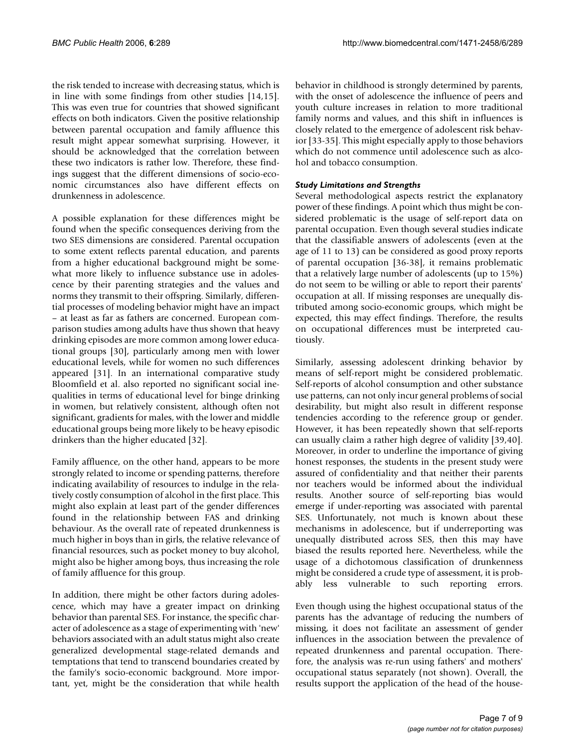the risk tended to increase with decreasing status, which is in line with some findings from other studies [14,15]. This was even true for countries that showed significant effects on both indicators. Given the positive relationship between parental occupation and family affluence this result might appear somewhat surprising. However, it should be acknowledged that the correlation between these two indicators is rather low. Therefore, these findings suggest that the different dimensions of socio-economic circumstances also have different effects on drunkenness in adolescence.

A possible explanation for these differences might be found when the specific consequences deriving from the two SES dimensions are considered. Parental occupation to some extent reflects parental education, and parents from a higher educational background might be somewhat more likely to influence substance use in adolescence by their parenting strategies and the values and norms they transmit to their offspring. Similarly, differential processes of modeling behavior might have an impact – at least as far as fathers are concerned. European comparison studies among adults have thus shown that heavy drinking episodes are more common among lower educational groups [30], particularly among men with lower educational levels, while for women no such differences appeared [31]. In an international comparative study Bloomfield et al. also reported no significant social inequalities in terms of educational level for binge drinking in women, but relatively consistent, although often not significant, gradients for males, with the lower and middle educational groups being more likely to be heavy episodic drinkers than the higher educated [32].

Family affluence, on the other hand, appears to be more strongly related to income or spending patterns, therefore indicating availability of resources to indulge in the relatively costly consumption of alcohol in the first place. This might also explain at least part of the gender differences found in the relationship between FAS and drinking behaviour. As the overall rate of repeated drunkenness is much higher in boys than in girls, the relative relevance of financial resources, such as pocket money to buy alcohol, might also be higher among boys, thus increasing the role of family affluence for this group.

In addition, there might be other factors during adolescence, which may have a greater impact on drinking behavior than parental SES. For instance, the specific character of adolescence as a stage of experimenting with 'new' behaviors associated with an adult status might also create generalized developmental stage-related demands and temptations that tend to transcend boundaries created by the family's socio-economic background. More important, yet, might be the consideration that while health behavior in childhood is strongly determined by parents, with the onset of adolescence the influence of peers and youth culture increases in relation to more traditional family norms and values, and this shift in influences is closely related to the emergence of adolescent risk behavior [33-35]. This might especially apply to those behaviors which do not commence until adolescence such as alcohol and tobacco consumption.

### *Study Limitations and Strengths*

Several methodological aspects restrict the explanatory power of these findings. A point which thus might be considered problematic is the usage of self-report data on parental occupation. Even though several studies indicate that the classifiable answers of adolescents (even at the age of 11 to 13) can be considered as good proxy reports of parental occupation [36-38], it remains problematic that a relatively large number of adolescents (up to 15%) do not seem to be willing or able to report their parents' occupation at all. If missing responses are unequally distributed among socio-economic groups, which might be expected, this may effect findings. Therefore, the results on occupational differences must be interpreted cautiously.

Similarly, assessing adolescent drinking behavior by means of self-report might be considered problematic. Self-reports of alcohol consumption and other substance use patterns, can not only incur general problems of social desirability, but might also result in different response tendencies according to the reference group or gender. However, it has been repeatedly shown that self-reports can usually claim a rather high degree of validity [39,40]. Moreover, in order to underline the importance of giving honest responses, the students in the present study were assured of confidentiality and that neither their parents nor teachers would be informed about the individual results. Another source of self-reporting bias would emerge if under-reporting was associated with parental SES. Unfortunately, not much is known about these mechanisms in adolescence, but if underreporting was unequally distributed across SES, then this may have biased the results reported here. Nevertheless, while the usage of a dichotomous classification of drunkenness might be considered a crude type of assessment, it is probably less vulnerable to such reporting errors.

Even though using the highest occupational status of the parents has the advantage of reducing the numbers of missing, it does not facilitate an assessment of gender influences in the association between the prevalence of repeated drunkenness and parental occupation. Therefore, the analysis was re-run using fathers' and mothers' occupational status separately (not shown). Overall, the results support the application of the head of the house-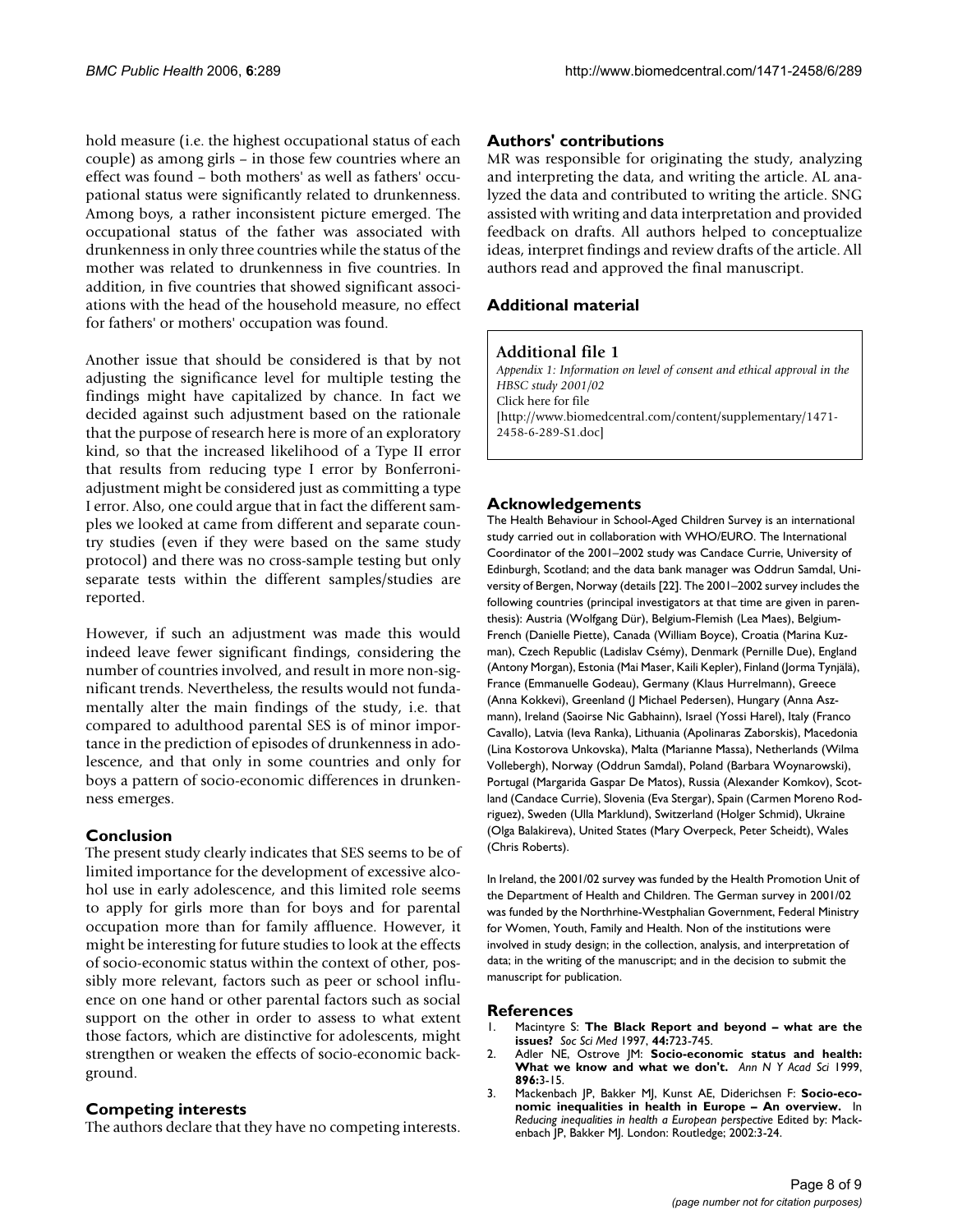hold measure (i.e. the highest occupational status of each couple) as among girls – in those few countries where an effect was found – both mothers' as well as fathers' occupational status were significantly related to drunkenness. Among boys, a rather inconsistent picture emerged. The occupational status of the father was associated with drunkenness in only three countries while the status of the mother was related to drunkenness in five countries. In addition, in five countries that showed significant associations with the head of the household measure, no effect for fathers' or mothers' occupation was found.

Another issue that should be considered is that by not adjusting the significance level for multiple testing the findings might have capitalized by chance. In fact we decided against such adjustment based on the rationale that the purpose of research here is more of an exploratory kind, so that the increased likelihood of a Type II error that results from reducing type I error by Bonferroni-adjustment might be considered just as committing a type I error. Also, one could argue that in fact the different samples we looked at came from different and separate country studies (even if they were based on the same study protocol) and there was no cross-sample testing but only separate tests within the different samples/studies are reported.

However, if such an adjustment was made this would indeed leave fewer significant findings, considering the number of countries involved, and result in more non-significant trends. Nevertheless, the results would not fundamentally alter the main findings of the study, i.e. that compared to adulthood parental SES is of minor importance in the prediction of episodes of drunkenness in adolescence, and that only in some countries and only for boys a pattern of socio-economic differences in drunkenness emerges.

## Conclusion

The present study clearly indicates that SES seems to be of limited importance for the development of excessive alcohol use in early adolescence, and this limited role seems to apply for girls more than for boys and for parental occupation more than for family affluence. However, it might be interesting for future studies to look at the effects of socio-economic status within the context of other, possibly more relevant, factors such as peer or school influence on one hand or other parental factors such as social support on the other in order to assess to what extent those factors, which are distinctive for adolescents, might strengthen or weaken the effects of socio-economic background.

## Competing interests

The authors declare that they have no competing interests.

## Authors' contributions

MR was responsible for originating the study, analyzing and interpreting the data, and writing the article. AL analyzed the data and contributed to writing the article. SNG assisted with writing and data interpretation and provided feedback on drafts. All authors helped to conceptualize ideas, interpret findings and review drafts of the article. All authors read and approved the final manuscript.

## Additional material

**Additional file 1**

*Appendix 1: Information on level of consent and ethical approval in the HBSC study 2001/02*

Click here for file

[http://www.biomedcentral.com/content/supplementary/1471-2458-6-289-S1.doc]

## Acknowledgements

The Health Behaviour in School-Aged Children Survey is an international study carried out in collaboration with WHO/EURO. The International Coordinator of the 2001–2002 study was Candace Currie, University of Edinburgh, Scotland; and the data bank manager was Oddrun Samdal, University of Bergen, Norway (details [22]. The 2001–2002 survey includes the following countries (principal investigators at that time are given in parenthesis): Austria (Wolfgang Dür), Belgium-Flemish (Lea Maes), Belgium-French (Danielle Piette), Canada (William Boyce), Croatia (Marina Kuzman), Czech Republic (Ladislav Csémy), Denmark (Pernille Due), England (Antony Morgan), Estonia (Mai Maser, Kaili Kepler), Finland (Jorma Tynjälä), France (Emmanuelle Godeau), Germany (Klaus Hurrelmann), Greece (Anna Kokkevi), Greenland (J Michael Pedersen), Hungary (Anna Aszmann), Ireland (Saoirse Nic Gabhainn), Israel (Yossi Harel), Italy (Franco Cavallo), Latvia (Ieva Ranka), Lithuania (Apolinaras Zaborskis), Macedonia (Lina Kostorova Unkovska), Malta (Marianne Massa), Netherlands (Wilma Vollebergh), Norway (Oddrun Samdal), Poland (Barbara Woynarowski), Portugal (Margarida Gaspar De Matos), Russia (Alexander Komkov), Scotland (Candace Currie), Slovenia (Eva Stergar), Spain (Carmen Moreno Rodriguez), Sweden (Ulla Marklund), Switzerland (Holger Schmid), Ukraine (Olga Balakireva), United States (Mary Overpeck, Peter Scheidt), Wales (Chris Roberts).

In Ireland, the 2001/02 survey was funded by the Health Promotion Unit of the Department of Health and Children. The German survey in 2001/02 was funded by the Northrhine-Westphalian Government, Federal Ministry for Women, Youth, Family and Health. Non of the institutions were involved in study design; in the collection, analysis, and interpretation of data; in the writing of the manuscript; and in the decision to submit the manuscript for publication.

## References

1. Macintyre S: **The Black Report and beyond – what are the issues?** *Soc Sci Med* 1997, **44:**723-745.
2. Adler NE, Ostrove JM: **Socio-economic status and health: What we know and what we don't.** *Ann N Y Acad Sci* 1999, **896:**3-15.
3. Mackenbach JP, Bakker MJ, Kunst AE, Diderichsen F: **Socio-economic inequalities in health in Europe – An overview.** In *Reducing inequalities in health a European perspective* Edited by: Mackenbach JP, Bakker MJ. London: Routledge; 2002:3-24.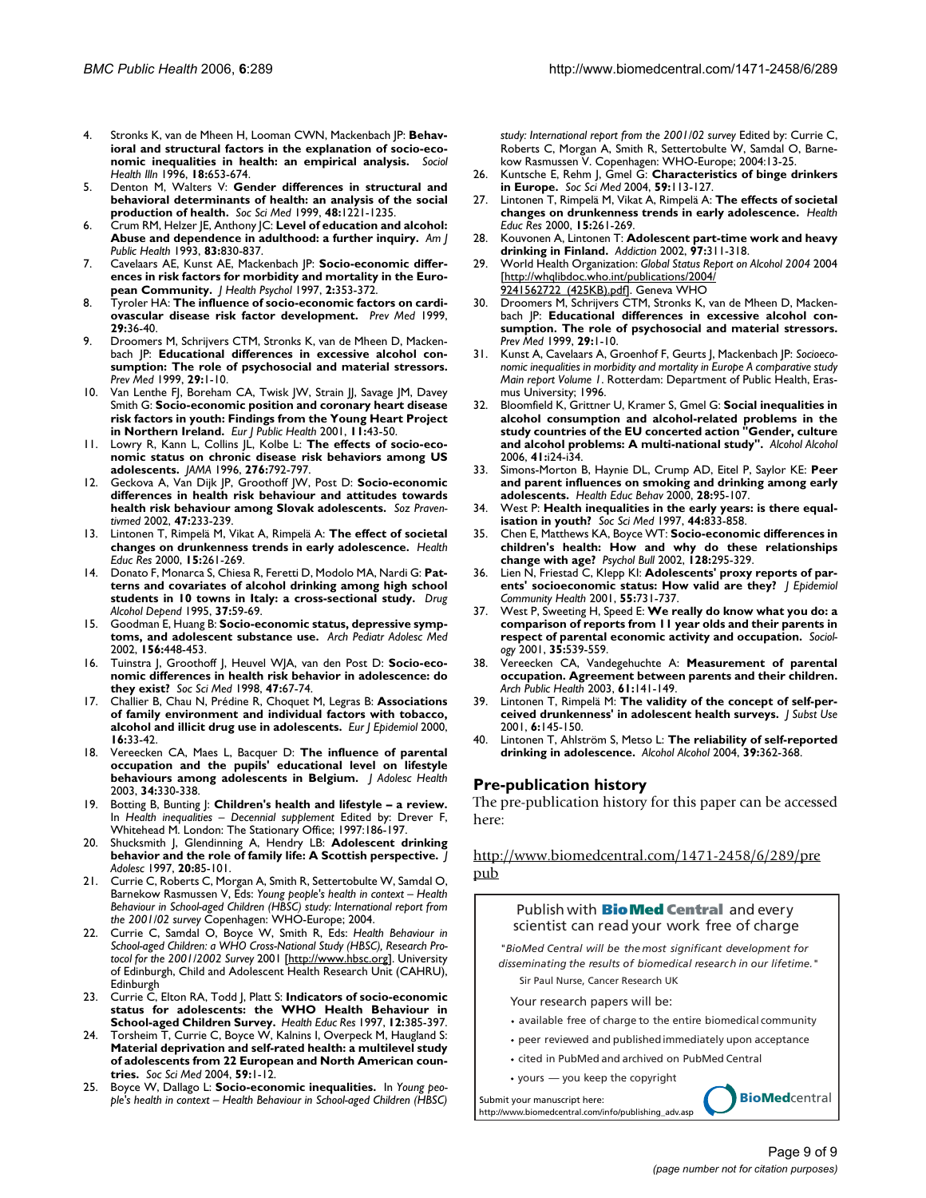4. Stronks K, van de Mheen H, Looman CWN, Mackenbach JP: **Behavioral and structural factors in the explanation of socio-economic inequalities in health: an empirical analysis.** *Sociol Health Illn* 1996, **18:**653-674.
5. Denton M, Walters V: **Gender differences in structural and behavioral determinants of health: an analysis of the social production of health.** *Soc Sci Med* 1999, **48:**1221-1235.
6. Crum RM, Helzer JE, Anthony JC: **Level of education and alcohol: Abuse and dependence in adulthood: a further inquiry.** *Am J Public Health* 1993, **83:**830-837.
7. Cavelaars AE, Kunst AE, Mackenbach JP: **Socio-economic differences in risk factors for morbidity and mortality in the European Community.** *J Health Psychol* 1997, **2:**353-372.
8. Tyroler HA: **The influence of socio-economic factors on cardiovascular disease risk factor development.** *Prev Med* 1999, **29:**36-40.
9. Droomers M, Schrijvers CTM, Stronks K, van de Mheen D, Mackenbach JP: **Educational differences in excessive alcohol consumption: The role of psychosocial and material stressors.** *Prev Med* 1999, **29:**1-10.
10. Van Lenthe FJ, Boreham CA, Twisk JW, Strain JJ, Savage JM, Davey Smith G: **Socio-economic position and coronary heart disease risk factors in youth: Findings from the Young Heart Project in Northern Ireland.** *Eur J Public Health* 2001, **11:**43-50.
11. Lowry R, Kann L, Collins JL, Kolbe L: **The effects of socio-economic status on chronic disease risk behaviors among US adolescents.** *JAMA* 1996, **276:**792-797.
12. Geckova A, Van Dijk JP, Groothoff JW, Post D: **Socio-economic differences in health risk behaviour and attitudes towards health risk behaviour among Slovak adolescents.** *Soz Praventivmed* 2002, **47:**233-239.
13. Lintonen T, Rimpelä M, Vikat A, Rimpelä A: **The effect of societal changes on drunkenness trends in early adolescence.** *Health Educ Res* 2000, **15:**261-269.
14. Donato F, Monarca S, Chiesa R, Feretti D, Modolo MA, Nardi G: **Patterns and covariates of alcohol drinking among high school students in 10 towns in Italy: a cross-sectional study.** *Drug Alcohol Depend* 1995, **37:**59-69.
15. Goodman E, Huang B: **Socio-economic status, depressive symptoms, and adolescent substance use.** *Arch Pediatr Adolesc Med* 2002, **156:**448-453.
16. Tuinstra J, Groothoff J, Heuvel WJA, van den Post D: **Socio-economic differences in health risk behavior in adolescence: do they exist?** *Soc Sci Med* 1998, **47:**67-74.
17. Challier B, Chau N, Prédine R, Choquet M, Legras B: **Associations of family environment and individual factors with tobacco, alcohol and illicit drug use in adolescents.** *Eur J Epidemiol* 2000, **16:**33-42.
18. Vereecken CA, Maes L, Bacquer D: **The influence of parental occupation and the pupils' educational level on lifestyle behaviours among adolescents in Belgium.** *J Adolesc Health* 2003, **34:**330-338.
19. Botting B, Bunting J: **Children's health and lifestyle – a review.** In *Health inequalities – Decennial supplement* Edited by: Drever F, Whitehead M. London: The Stationary Office; 1997:186-197.
20. Shucksmith J, Glendinning A, Hendry LB: **Adolescent drinking behavior and the role of family life: A Scottish perspective.** *J Adolesc* 1997, **20:**85-101.
21. Currie C, Roberts C, Morgan A, Smith R, Settertobulte W, Samdal O, Barnekow Rasmussen V, Eds: *Young people's health in context – Health Behaviour in School-aged Children (HBSC) study: International report from the 2001/02 survey* Copenhagen: WHO-Europe; 2004.
22. Currie C, Samdal O, Boyce W, Smith R, Eds: *Health Behaviour in School-aged Children: a WHO Cross-National Study (HBSC), Research Protocol for the 2001/2002 Survey* 2001 [http://www.hbsc.org]. University of Edinburgh, Child and Adolescent Health Research Unit (CAHRU), Edinburgh
23. Currie C, Elton RA, Todd J, Platt S: **Indicators of socio-economic status for adolescents: the WHO Health Behaviour in School-aged Children Survey.** *Health Educ Res* 1997, **12:**385-397.
24. Torsheim T, Currie C, Boyce W, Kalnins I, Overpeck M, Haugland S: **Material deprivation and self-rated health: a multilevel study of adolescents from 22 European and North American countries.** *Soc Sci Med* 2004, **59:**1-12.
25. Boyce W, Dallago L: **Socio-economic inequalities.** In *Young people's health in context – Health Behaviour in School-aged Children (HBSC) study: International report from the 2001/02 survey* Edited by: Currie C, Roberts C, Morgan A, Smith R, Settertobulte W, Samdal O, Barnekow Rasmussen V. Copenhagen: WHO-Europe; 2004:13-25.
26. Kuntsche E, Rehm J, Gmel G: **Characteristics of binge drinkers in Europe.** *Soc Sci Med* 2004, **59:**113-127.
27. Lintonen T, Rimpelä M, Vikat A, Rimpelä A: **The effects of societal changes on drunkenness trends in early adolescence.** *Health Educ Res* 2000, **15:**261-269.
28. Kouvonen A, Lintonen T: **Adolescent part-time work and heavy drinking in Finland.** *Addiction* 2002, **97:**311-318.
29. World Health Organization: *Global Status Report on Alcohol 2004* 2004 [http://whqlibdoc.who.int/publications/2004/9241562722_(425KB).pdf]. Geneva WHO
30. Droomers M, Schrijvers CTM, Stronks K, van de Mheen D, Mackenbach JP: **Educational differences in excessive alcohol consumption. The role of psychosocial and material stressors.** *Prev Med* 1999, **29:**1-10.
31. Kunst A, Cavelaars A, Groenhof F, Geurts J, Mackenbach JP: *Socioeconomic inequalities in morbidity and mortality in Europe A comparative study Main report Volume 1*. Rotterdam: Department of Public Health, Erasmus University; 1996.
32. Bloomfield K, Grittner U, Kramer S, Gmel G: **Social inequalities in alcohol consumption and alcohol-related problems in the study countries of the EU concerted action "Gender, culture and alcohol problems: A multi-national study".** *Alcohol Alcohol* 2006, **41:**i24-i34.
33. Simons-Morton B, Haynie DL, Crump AD, Eitel P, Saylor KE: **Peer and parent influences on smoking and drinking among early adolescents.** *Health Educ Behav* 2000, **28:**95-107.
34. West P: **Health inequalities in the early years: is there equalisation in youth?** *Soc Sci Med* 1997, **44:**833-858.
35. Chen E, Matthews KA, Boyce WT: **Socio-economic differences in children's health: How and why do these relationships change with age?** *Psychol Bull* 2002, **128:**295-329.
36. Lien N, Friestad C, Klepp KI: **Adolescents' proxy reports of parents' socioeconomic status: How valid are they?** *J Epidemiol Community Health* 2001, **55:**731-737.
37. West P, Sweeting H, Speed E: **We really do know what you do: a comparison of reports from 11 year olds and their parents in respect of parental economic activity and occupation.** *Sociology* 2001, **35:**539-559.
38. Vereecken CA, Vandegehuchte A: **Measurement of parental occupation. Agreement between parents and their children.** *Arch Public Health* 2003, **61:**141-149.
39. Lintonen T, Rimpelä M: **The validity of the concept of self-perceived drunkenness' in adolescent health surveys.** *J Subst Use* 2001, **6:**145-150.
40. Lintonen T, Ahlström S, Metso L: **The reliability of self-reported drinking in adolescence.** *Alcohol Alcohol* 2004, **39:**362-368.

## Pre-publication history

The pre-publication history for this paper can be accessed here:

http://www.biomedcentral.com/1471-2458/6/289/prepub

Publish with **BioMed Central** and every scientist can read your work free of charge

*"BioMed Central will be the most significant development for disseminating the results of biomedical research in our lifetime."*

Sir Paul Nurse, Cancer Research UK

Your research papers will be:

- available free of charge to the entire biomedical community
- peer reviewed and published immediately upon acceptance
- cited in PubMed and archived on PubMed Central
- yours — you keep the copyright

Submit your manuscript here:
http://www.biomedcentral.com/info/publishing_adv.asp

BioMedcentral